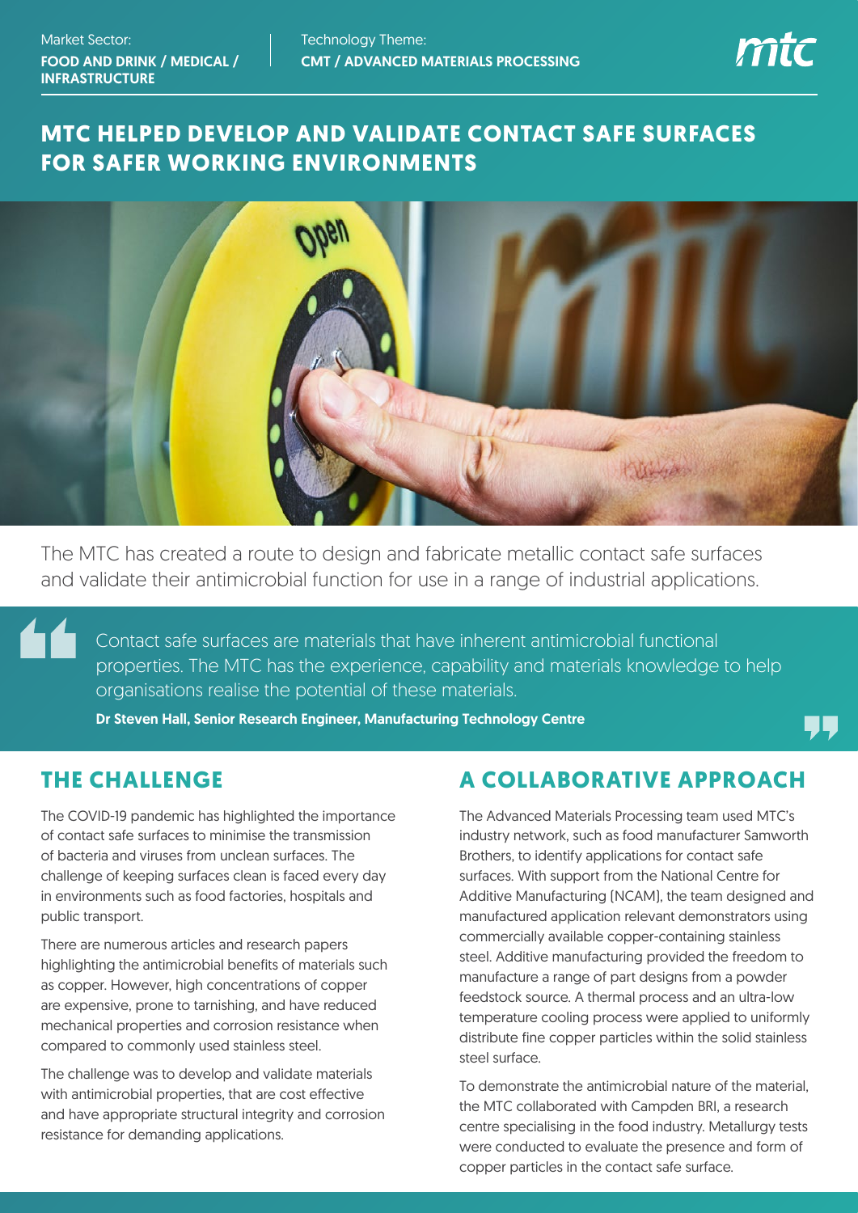Market Sector:
**FOOD AND DRINK / MEDICAL / INFRASTRUCTURE**

Technology Theme:
**CMT / ADVANCED MATERIALS PROCESSING**

# MTC HELPED DEVELOP AND VALIDATE CONTACT SAFE SURFACES FOR SAFER WORKING ENVIRONMENTS

The MTC has created a route to design and fabricate metallic contact safe surfaces and validate their antimicrobial function for use in a range of industrial applications.

> Contact safe surfaces are materials that have inherent antimicrobial functional properties. The MTC has the experience, capability and materials knowledge to help organisations realise the potential of these materials.
>
> **Dr Steven Hall, Senior Research Engineer, Manufacturing Technology Centre**

## THE CHALLENGE

The COVID-19 pandemic has highlighted the importance of contact safe surfaces to minimise the transmission of bacteria and viruses from unclean surfaces. The challenge of keeping surfaces clean is faced every day in environments such as food factories, hospitals and public transport.

There are numerous articles and research papers highlighting the antimicrobial benefits of materials such as copper. However, high concentrations of copper are expensive, prone to tarnishing, and have reduced mechanical properties and corrosion resistance when compared to commonly used stainless steel.

The challenge was to develop and validate materials with antimicrobial properties, that are cost effective and have appropriate structural integrity and corrosion resistance for demanding applications.

## A COLLABORATIVE APPROACH

The Advanced Materials Processing team used MTC's industry network, such as food manufacturer Samworth Brothers, to identify applications for contact safe surfaces. With support from the National Centre for Additive Manufacturing (NCAM), the team designed and manufactured application relevant demonstrators using commercially available copper-containing stainless steel. Additive manufacturing provided the freedom to manufacture a range of part designs from a powder feedstock source. A thermal process and an ultra-low temperature cooling process were applied to uniformly distribute fine copper particles within the solid stainless steel surface.

To demonstrate the antimicrobial nature of the material, the MTC collaborated with Campden BRI, a research centre specialising in the food industry. Metallurgy tests were conducted to evaluate the presence and form of copper particles in the contact safe surface.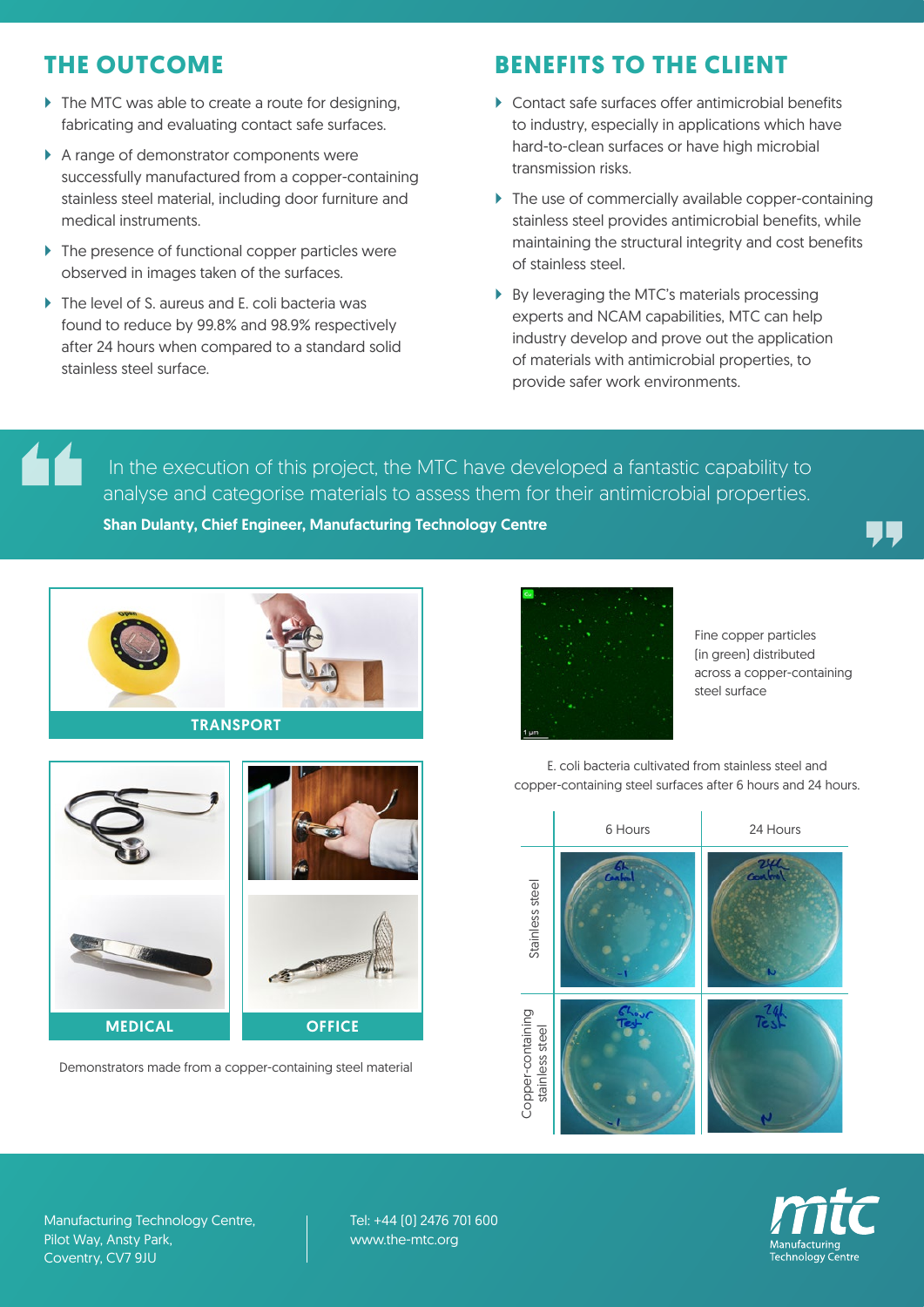## THE OUTCOME

- The MTC was able to create a route for designing, fabricating and evaluating contact safe surfaces.
- A range of demonstrator components were successfully manufactured from a copper-containing stainless steel material, including door furniture and medical instruments.
- The presence of functional copper particles were observed in images taken of the surfaces.
- The level of S. aureus and E. coli bacteria was found to reduce by 99.8% and 98.9% respectively after 24 hours when compared to a standard solid stainless steel surface.

## BENEFITS TO THE CLIENT

- Contact safe surfaces offer antimicrobial benefits to industry, especially in applications which have hard-to-clean surfaces or have high microbial transmission risks.
- The use of commercially available copper-containing stainless steel provides antimicrobial benefits, while maintaining the structural integrity and cost benefits of stainless steel.
- By leveraging the MTC's materials processing experts and NCAM capabilities, MTC can help industry develop and prove out the application of materials with antimicrobial properties, to provide safer work environments.

> In the execution of this project, the MTC have developed a fantastic capability to analyse and categorise materials to assess them for their antimicrobial properties.
>
> **Shan Dulanty, Chief Engineer, Manufacturing Technology Centre**

TRANSPORT

MEDICAL

OFFICE

Demonstrators made from a copper-containing steel material

Fine copper particles (in green) distributed across a copper-containing steel surface

E. coli bacteria cultivated from stainless steel and copper-containing steel surfaces after 6 hours and 24 hours.

6 Hours

24 Hours

Stainless steel

Copper-containing stainless steel

Manufacturing Technology Centre,
Pilot Way, Ansty Park,
Coventry, CV7 9JU

Tel: +44 (0) 2476 701 600
www.the-mtc.org